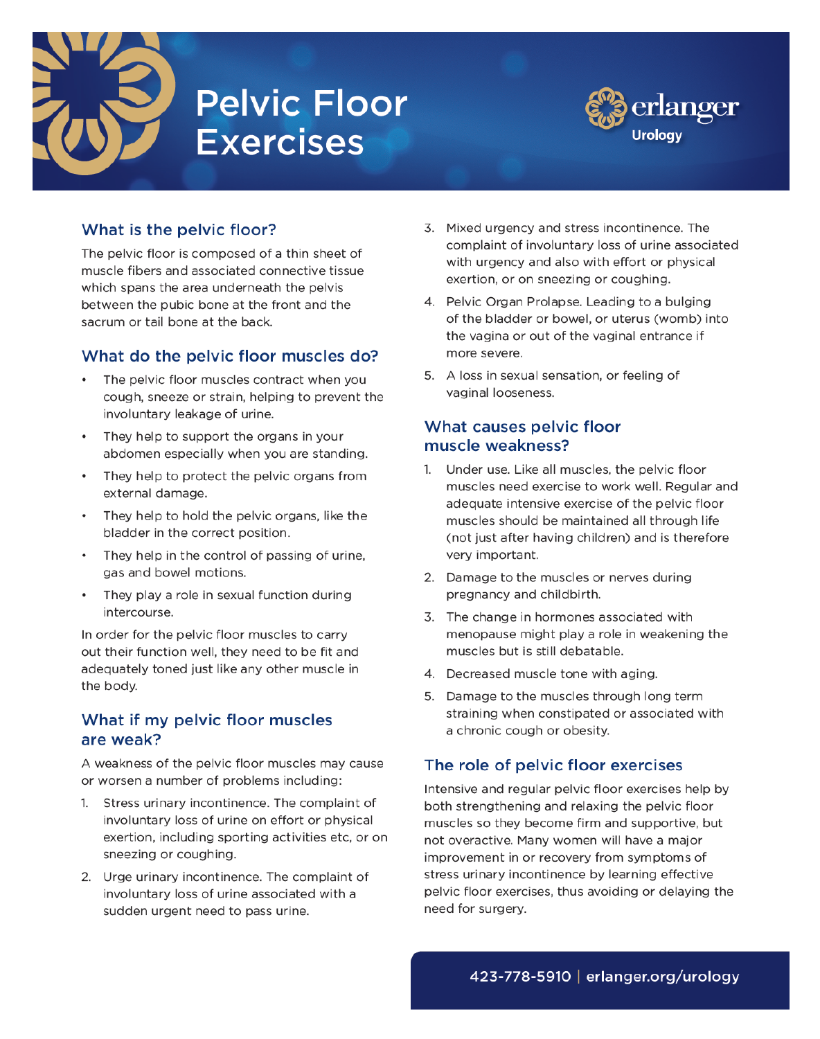# Pelvic Floor Exercises

erlanger Urology

## What is the pelvic floor?

The pelvic floor is composed of a thin sheet of muscle fibers and associated connective tissue which spans the area underneath the pelvis between the pubic bone at the front and the sacrum or tail bone at the back.

## What do the pelvic floor muscles do?

- The pelvic floor muscles contract when you cough, sneeze or strain, helping to prevent the involuntary leakage of urine.
- They help to support the organs in your abdomen especially when you are standing.
- They help to protect the pelvic organs from external damage.
- They help to hold the pelvic organs, like the bladder in the correct position.
- They help in the control of passing of urine, gas and bowel motions.
- They play a role in sexual function during intercourse.

In order for the pelvic floor muscles to carry out their function well, they need to be fit and adequately toned just like any other muscle in the body.

## What if my pelvic floor muscles are weak?

A weakness of the pelvic floor muscles may cause or worsen a number of problems including:

1. Stress urinary incontinence. The complaint of involuntary loss of urine on effort or physical exertion, including sporting activities etc, or on sneezing or coughing.
2. Urge urinary incontinence. The complaint of involuntary loss of urine associated with a sudden urgent need to pass urine.
3. Mixed urgency and stress incontinence. The complaint of involuntary loss of urine associated with urgency and also with effort or physical exertion, or on sneezing or coughing.
4. Pelvic Organ Prolapse. Leading to a bulging of the bladder or bowel, or uterus (womb) into the vagina or out of the vaginal entrance if more severe.
5. A loss in sexual sensation, or feeling of vaginal looseness.

## What causes pelvic floor muscle weakness?

1. Under use. Like all muscles, the pelvic floor muscles need exercise to work well. Regular and adequate intensive exercise of the pelvic floor muscles should be maintained all through life (not just after having children) and is therefore very important.
2. Damage to the muscles or nerves during pregnancy and childbirth.
3. The change in hormones associated with menopause might play a role in weakening the muscles but is still debatable.
4. Decreased muscle tone with aging.
5. Damage to the muscles through long term straining when constipated or associated with a chronic cough or obesity.

## The role of pelvic floor exercises

Intensive and regular pelvic floor exercises help by both strengthening and relaxing the pelvic floor muscles so they become firm and supportive, but not overactive. Many women will have a major improvement in or recovery from symptoms of stress urinary incontinence by learning effective pelvic floor exercises, thus avoiding or delaying the need for surgery.

423-778-5910 | erlanger.org/urology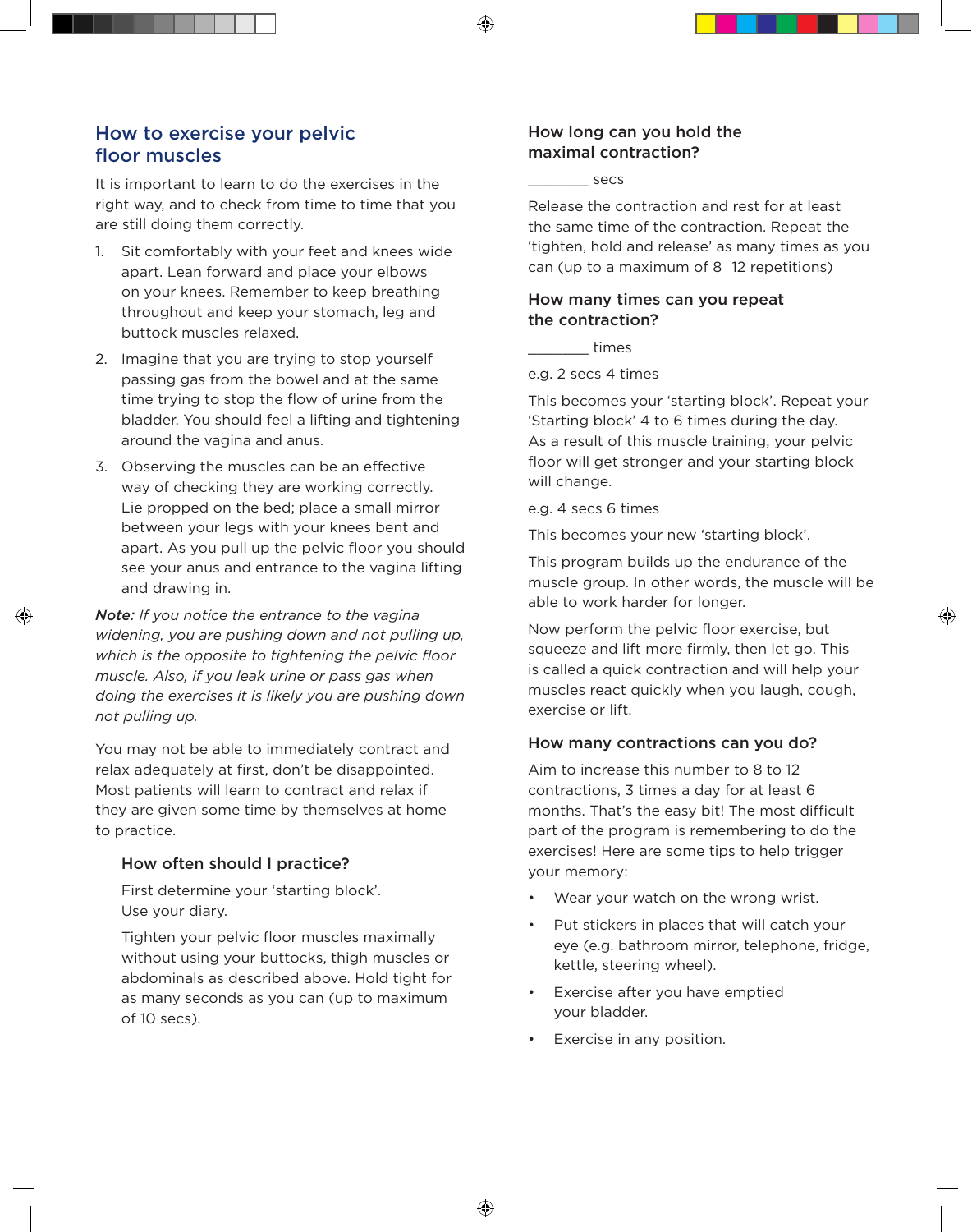## How to exercise your pelvic floor muscles

It is important to learn to do the exercises in the right way, and to check from time to time that you are still doing them correctly.

1. Sit comfortably with your feet and knees wide apart. Lean forward and place your elbows on your knees. Remember to keep breathing throughout and keep your stomach, leg and buttock muscles relaxed.
2. Imagine that you are trying to stop yourself passing gas from the bowel and at the same time trying to stop the flow of urine from the bladder. You should feel a lifting and tightening around the vagina and anus.
3. Observing the muscles can be an effective way of checking they are working correctly. Lie propped on the bed; place a small mirror between your legs with your knees bent and apart. As you pull up the pelvic floor you should see your anus and entrance to the vagina lifting and drawing in.

***Note:*** *If you notice the entrance to the vagina widening, you are pushing down and not pulling up, which is the opposite to tightening the pelvic floor muscle. Also, if you leak urine or pass gas when doing the exercises it is likely you are pushing down not pulling up.*

You may not be able to immediately contract and relax adequately at first, don't be disappointed. Most patients will learn to contract and relax if they are given some time by themselves at home to practice.

### How often should I practice?

First determine your 'starting block'. Use your diary.

Tighten your pelvic floor muscles maximally without using your buttocks, thigh muscles or abdominals as described above. Hold tight for as many seconds as you can (up to maximum of 10 secs).

### How long can you hold the maximal contraction?

________ secs

Release the contraction and rest for at least the same time of the contraction. Repeat the 'tighten, hold and release' as many times as you can (up to a maximum of 8 12 repetitions)

### How many times can you repeat the contraction?

________ times

e.g. 2 secs 4 times

This becomes your 'starting block'. Repeat your 'Starting block' 4 to 6 times during the day. As a result of this muscle training, your pelvic floor will get stronger and your starting block will change.

e.g. 4 secs 6 times

This becomes your new 'starting block'.

This program builds up the endurance of the muscle group. In other words, the muscle will be able to work harder for longer.

Now perform the pelvic floor exercise, but squeeze and lift more firmly, then let go. This is called a quick contraction and will help your muscles react quickly when you laugh, cough, exercise or lift.

### How many contractions can you do?

Aim to increase this number to 8 to 12 contractions, 3 times a day for at least 6 months. That's the easy bit! The most difficult part of the program is remembering to do the exercises! Here are some tips to help trigger your memory:

- Wear your watch on the wrong wrist.
- Put stickers in places that will catch your eye (e.g. bathroom mirror, telephone, fridge, kettle, steering wheel).
- Exercise after you have emptied your bladder.
- Exercise in any position.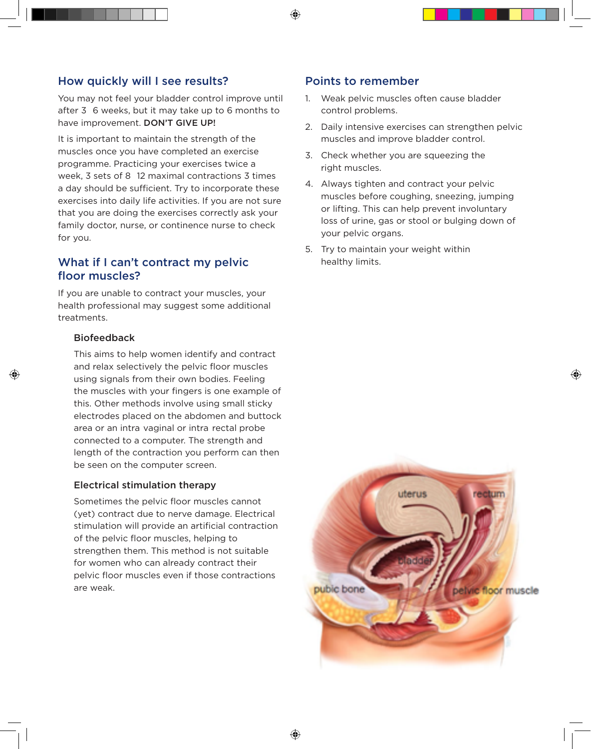## How quickly will I see results?

You may not feel your bladder control improve until after 3  6 weeks, but it may take up to 6 months to have improvement. **DON'T GIVE UP!**

It is important to maintain the strength of the muscles once you have completed an exercise programme. Practicing your exercises twice a week, 3 sets of 8  12 maximal contractions 3 times a day should be sufficient. Try to incorporate these exercises into daily life activities. If you are not sure that you are doing the exercises correctly ask your family doctor, nurse, or continence nurse to check for you.

## What if I can't contract my pelvic floor muscles?

If you are unable to contract your muscles, your health professional may suggest some additional treatments.

### Biofeedback

This aims to help women identify and contract and relax selectively the pelvic floor muscles using signals from their own bodies. Feeling the muscles with your fingers is one example of this. Other methods involve using small sticky electrodes placed on the abdomen and buttock area or an intra vaginal or intra rectal probe connected to a computer. The strength and length of the contraction you perform can then be seen on the computer screen.

### Electrical stimulation therapy

Sometimes the pelvic floor muscles cannot (yet) contract due to nerve damage. Electrical stimulation will provide an artificial contraction of the pelvic floor muscles, helping to strengthen them. This method is not suitable for women who can already contract their pelvic floor muscles even if those contractions are weak.

## Points to remember

1. Weak pelvic muscles often cause bladder control problems.
2. Daily intensive exercises can strengthen pelvic muscles and improve bladder control.
3. Check whether you are squeezing the right muscles.
4. Always tighten and contract your pelvic muscles before coughing, sneezing, jumping or lifting. This can help prevent involuntary loss of urine, gas or stool or bulging down of your pelvic organs.
5. Try to maintain your weight within healthy limits.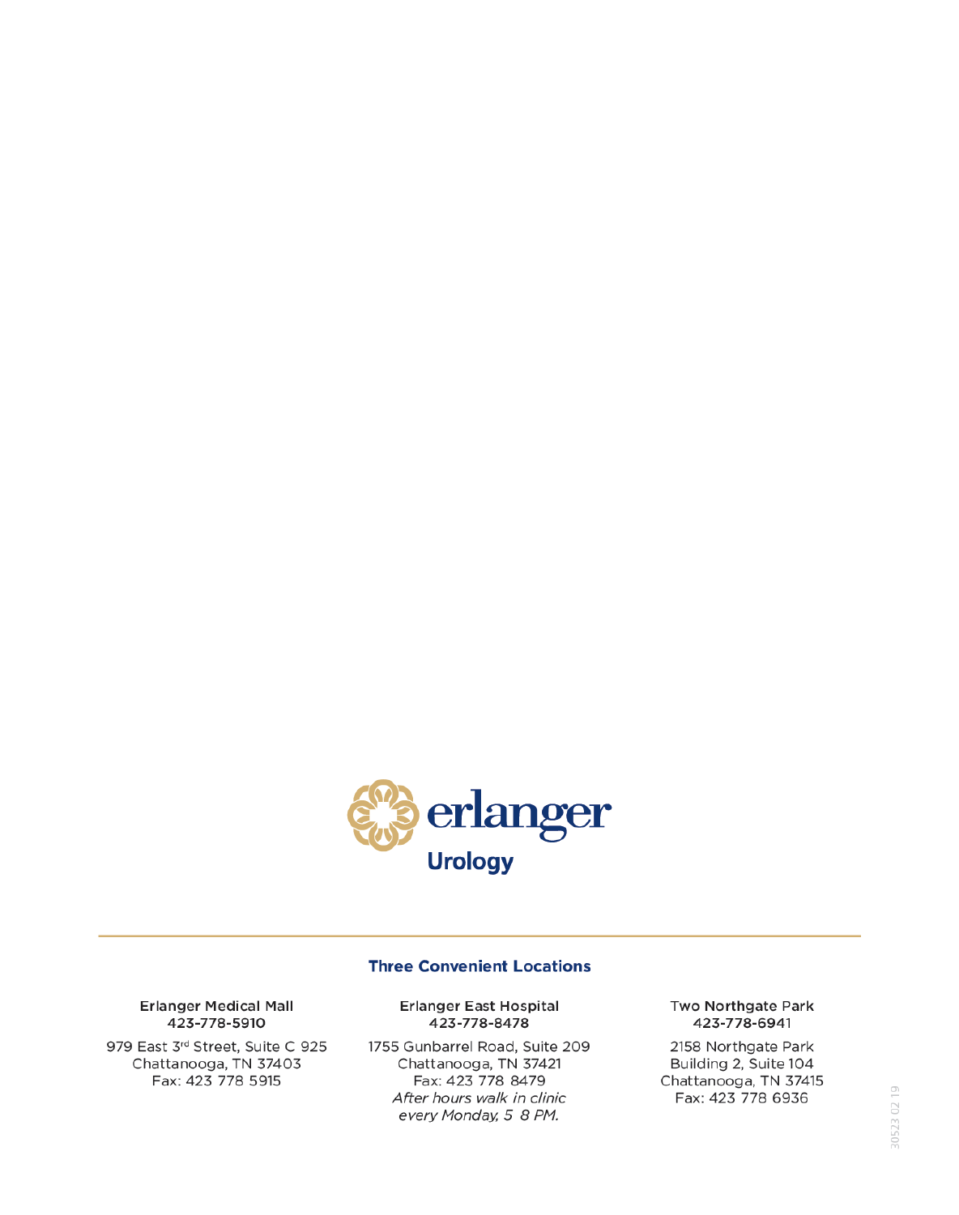erlanger

Urology

## Three Convenient Locations

**Erlanger Medical Mall**
**423-778-5910**

979 East 3rd Street, Suite C 925
Chattanooga, TN 37403
Fax: 423 778 5915

**Erlanger East Hospital**
**423-778-8478**

1755 Gunbarrel Road, Suite 209
Chattanooga, TN 37421
Fax: 423 778 8479
*After hours walk in clinic every Monday, 5 8 PM.*

**Two Northgate Park**
**423-778-6941**

2158 Northgate Park
Building 2, Suite 104
Chattanooga, TN 37415
Fax: 423 778 6936

30523 02 19